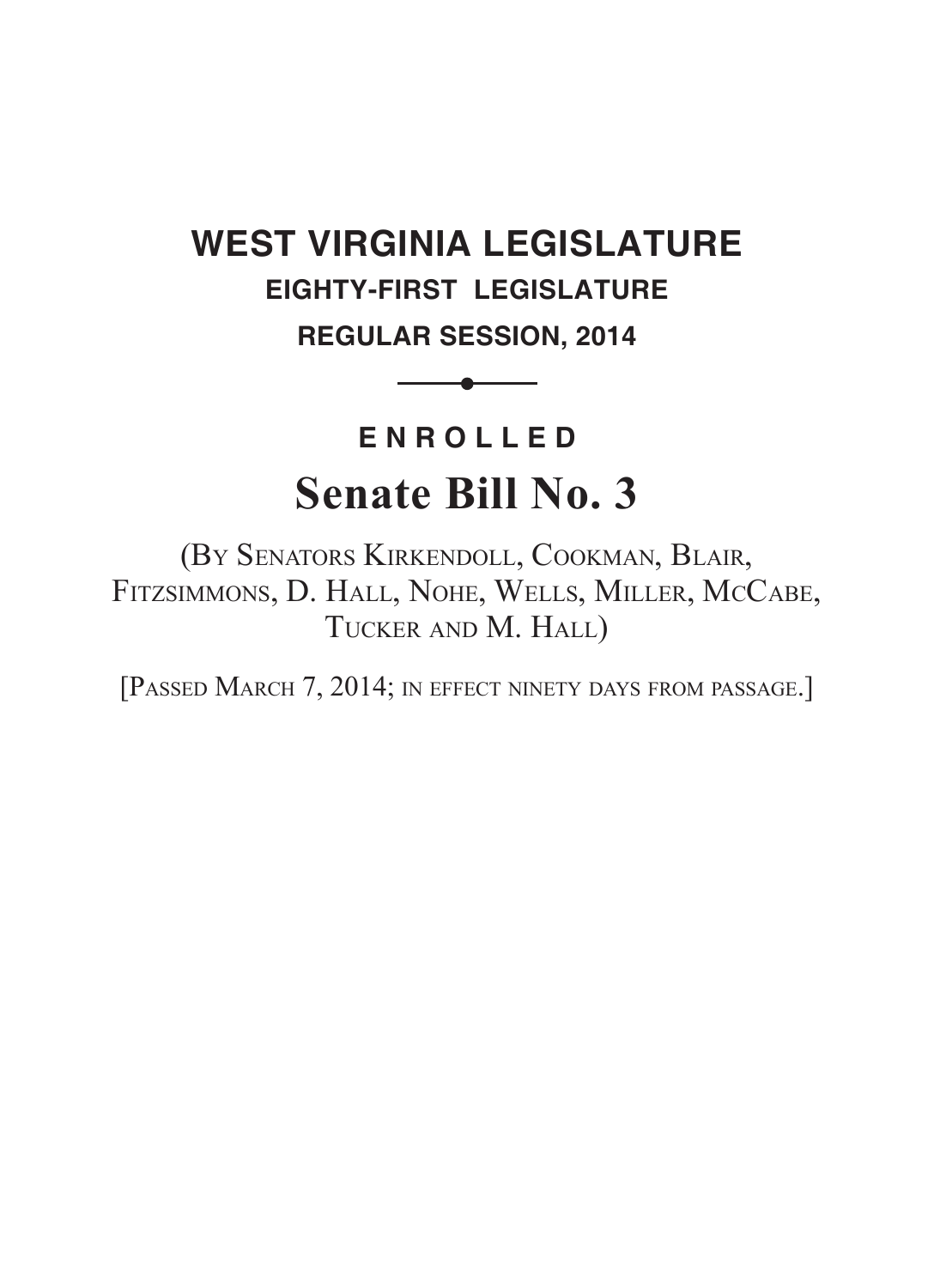# WEST VIRGINIA LEGISLATURE

## EIGHTY-FIRST LEGISLATURE

## REGULAR SESSION, 2014

---

**ENROLLED**

# Senate Bill No. 3

(By Senators Kirkendoll, Cookman, Blair, Fitzsimmons, D. Hall, Nohe, Wells, Miller, McCabe, Tucker and M. Hall)

[Passed March 7, 2014; in effect ninety days from passage.]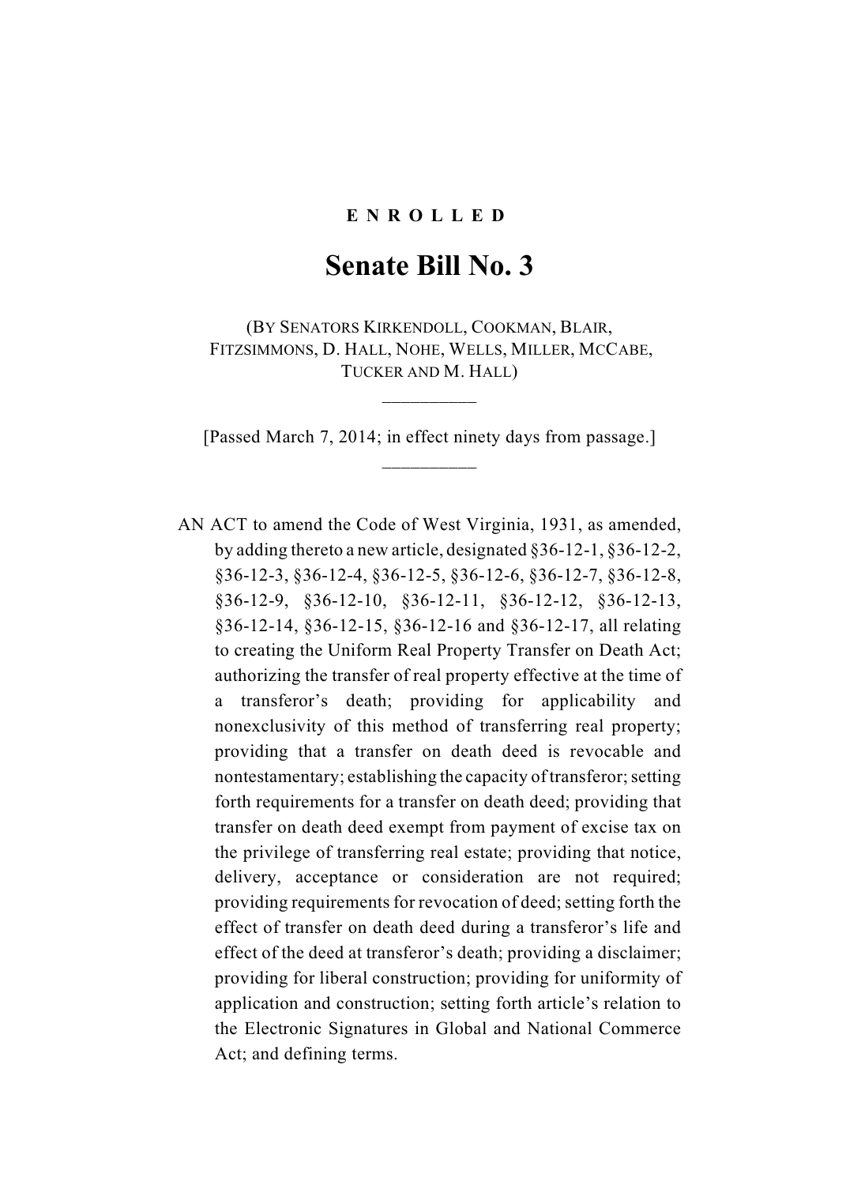**E N R O L L E D**

# Senate Bill No. 3

(BY SENATORS KIRKENDOLL, COOKMAN, BLAIR, FITZSIMMONS, D. HALL, NOHE, WELLS, MILLER, MCCABE, TUCKER AND M. HALL)

[Passed March 7, 2014; in effect ninety days from passage.]

AN ACT to amend the Code of West Virginia, 1931, as amended, by adding thereto a new article, designated §36-12-1, §36-12-2, §36-12-3, §36-12-4, §36-12-5, §36-12-6, §36-12-7, §36-12-8, §36-12-9, §36-12-10, §36-12-11, §36-12-12, §36-12-13, §36-12-14, §36-12-15, §36-12-16 and §36-12-17, all relating to creating the Uniform Real Property Transfer on Death Act; authorizing the transfer of real property effective at the time of a transferor's death; providing for applicability and nonexclusivity of this method of transferring real property; providing that a transfer on death deed is revocable and nontestamentary; establishing the capacity of transferor; setting forth requirements for a transfer on death deed; providing that transfer on death deed exempt from payment of excise tax on the privilege of transferring real estate; providing that notice, delivery, acceptance or consideration are not required; providing requirements for revocation of deed; setting forth the effect of transfer on death deed during a transferor's life and effect of the deed at transferor's death; providing a disclaimer; providing for liberal construction; providing for uniformity of application and construction; setting forth article's relation to the Electronic Signatures in Global and National Commerce Act; and defining terms.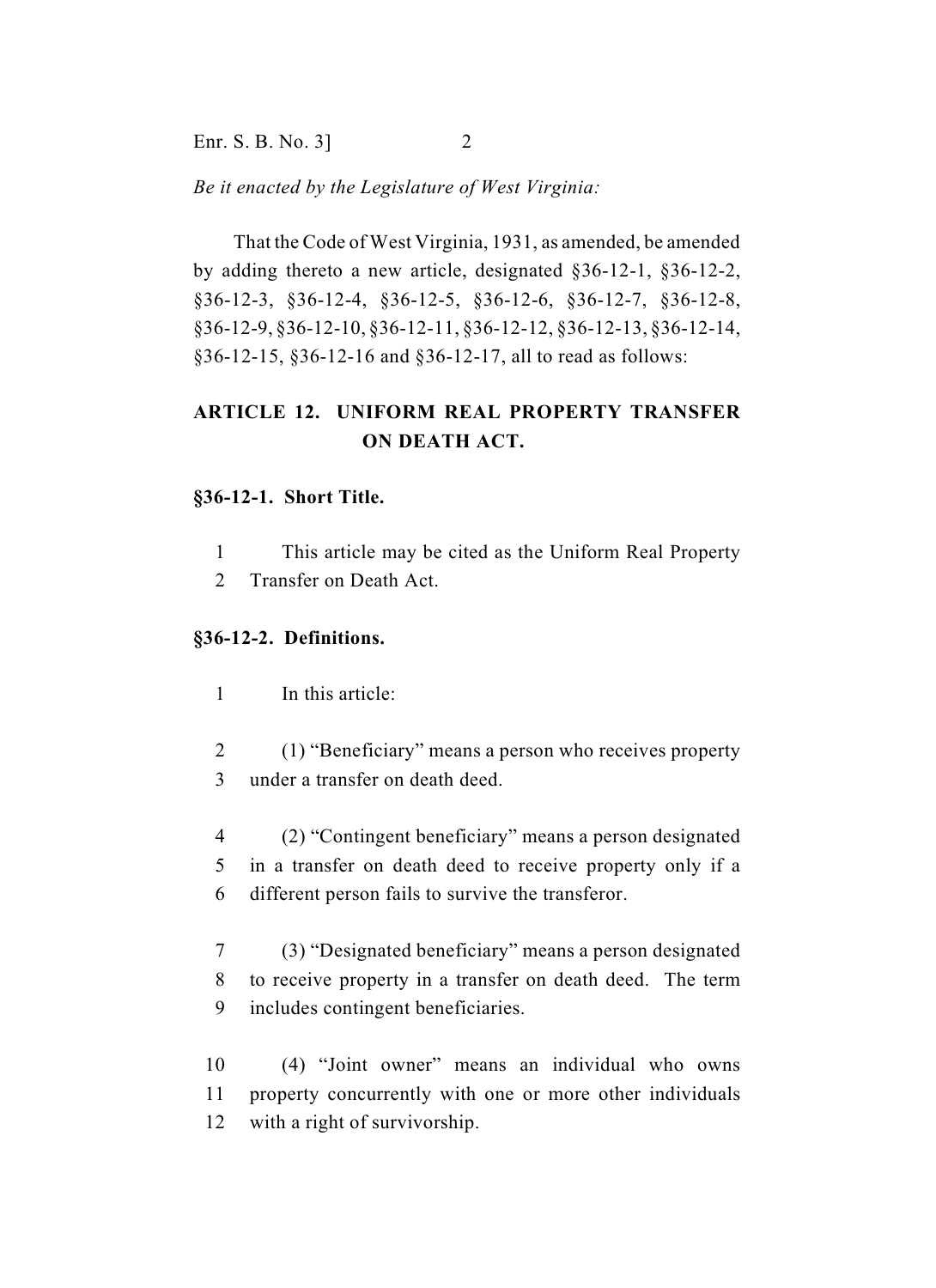*Be it enacted by the Legislature of West Virginia:*

That the Code of West Virginia, 1931, as amended, be amended by adding thereto a new article, designated §36-12-1, §36-12-2, §36-12-3, §36-12-4, §36-12-5, §36-12-6, §36-12-7, §36-12-8, §36-12-9, §36-12-10, §36-12-11, §36-12-12, §36-12-13, §36-12-14, §36-12-15, §36-12-16 and §36-12-17, all to read as follows:

## ARTICLE 12. UNIFORM REAL PROPERTY TRANSFER ON DEATH ACT.

### §36-12-1. Short Title.

1 This article may be cited as the Uniform Real Property
2 Transfer on Death Act.

### §36-12-2. Definitions.

1 In this article:

2 (1) "Beneficiary" means a person who receives property
3 under a transfer on death deed.

4 (2) "Contingent beneficiary" means a person designated
5 in a transfer on death deed to receive property only if a
6 different person fails to survive the transferor.

7 (3) "Designated beneficiary" means a person designated
8 to receive property in a transfer on death deed. The term
9 includes contingent beneficiaries.

10 (4) "Joint owner" means an individual who owns
11 property concurrently with one or more other individuals
12 with a right of survivorship.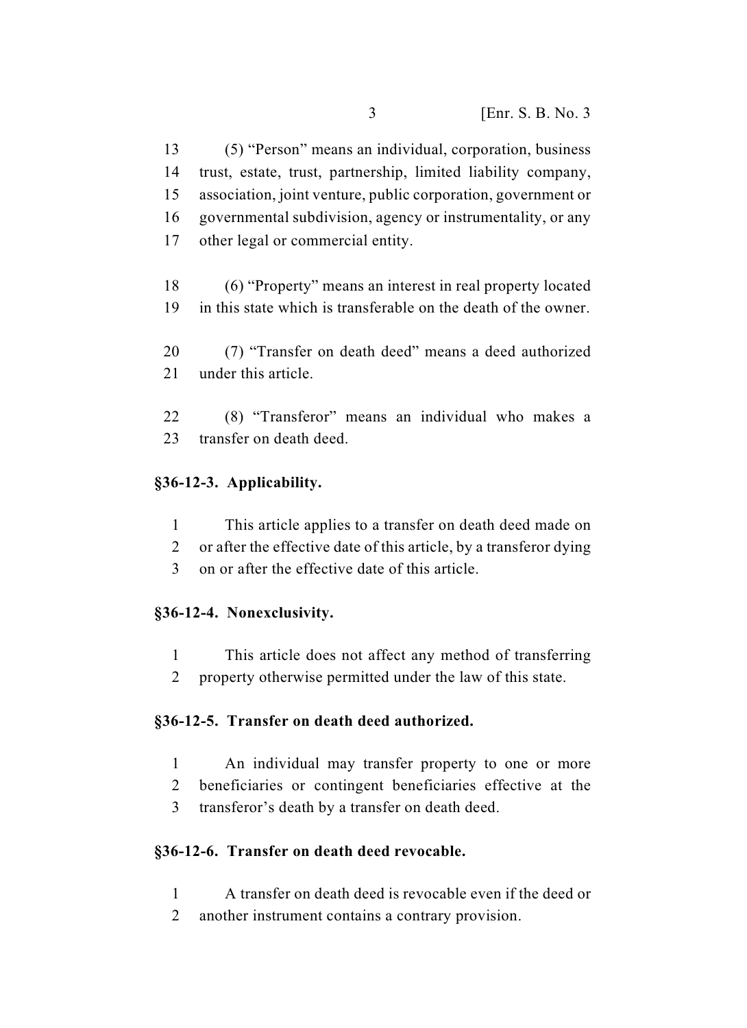(5) "Person" means an individual, corporation, business trust, estate, trust, partnership, limited liability company, association, joint venture, public corporation, government or governmental subdivision, agency or instrumentality, or any other legal or commercial entity.

(6) "Property" means an interest in real property located in this state which is transferable on the death of the owner.

(7) "Transfer on death deed" means a deed authorized under this article.

(8) "Transferor" means an individual who makes a transfer on death deed.

**§36-12-3. Applicability.**

This article applies to a transfer on death deed made on or after the effective date of this article, by a transferor dying on or after the effective date of this article.

**§36-12-4. Nonexclusivity.**

This article does not affect any method of transferring property otherwise permitted under the law of this state.

**§36-12-5. Transfer on death deed authorized.**

An individual may transfer property to one or more beneficiaries or contingent beneficiaries effective at the transferor's death by a transfer on death deed.

**§36-12-6. Transfer on death deed revocable.**

A transfer on death deed is revocable even if the deed or another instrument contains a contrary provision.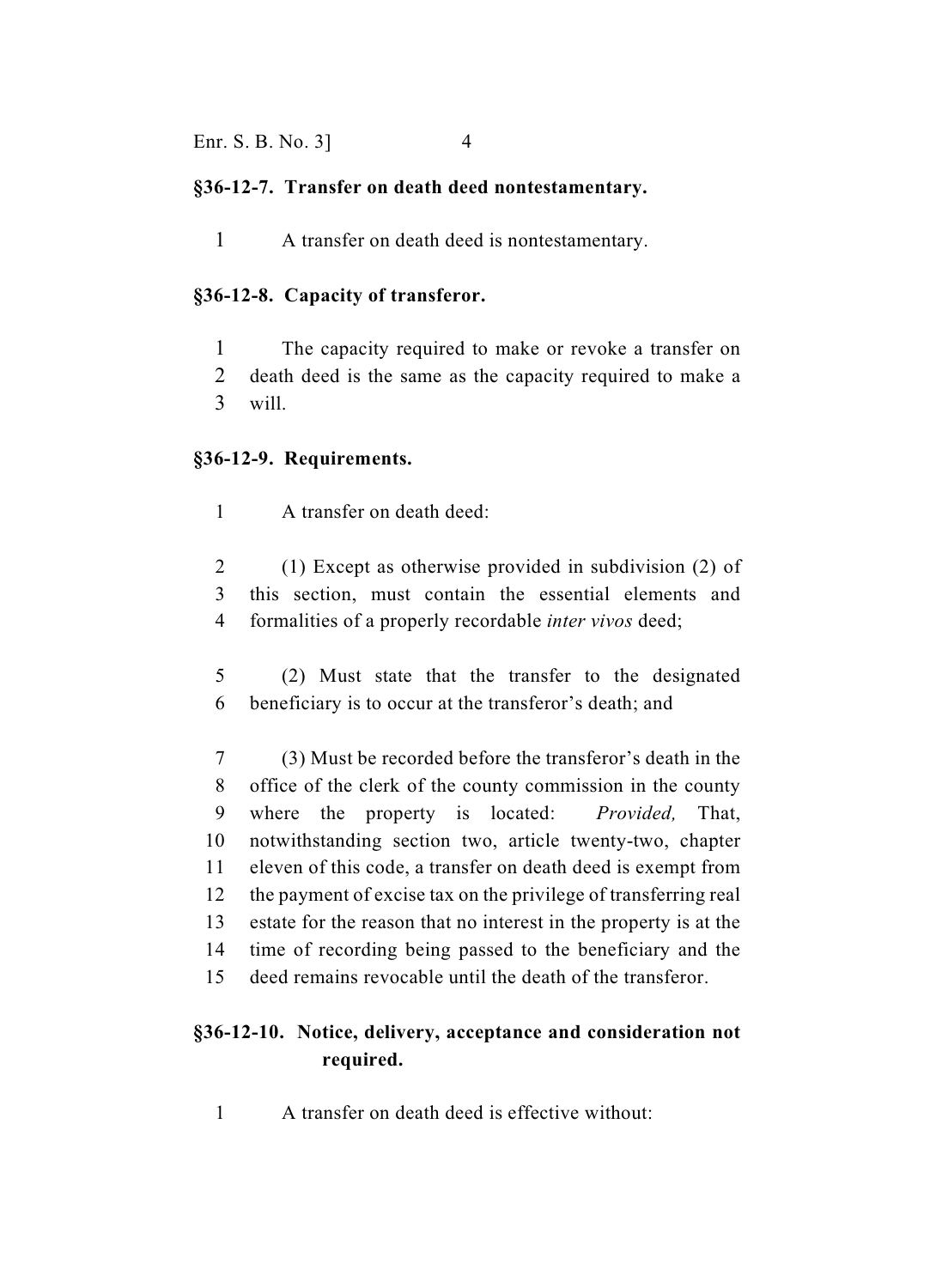**§36-12-7. Transfer on death deed nontestamentary.**

A transfer on death deed is nontestamentary.

**§36-12-8. Capacity of transferor.**

The capacity required to make or revoke a transfer on death deed is the same as the capacity required to make a will.

**§36-12-9. Requirements.**

A transfer on death deed:

(1) Except as otherwise provided in subdivision (2) of this section, must contain the essential elements and formalities of a properly recordable *inter vivos* deed;

(2) Must state that the transfer to the designated beneficiary is to occur at the transferor's death; and

(3) Must be recorded before the transferor's death in the office of the clerk of the county commission in the county where the property is located: *Provided,* That, notwithstanding section two, article twenty-two, chapter eleven of this code, a transfer on death deed is exempt from the payment of excise tax on the privilege of transferring real estate for the reason that no interest in the property is at the time of recording being passed to the beneficiary and the deed remains revocable until the death of the transferor.

**§36-12-10. Notice, delivery, acceptance and consideration not required.**

A transfer on death deed is effective without: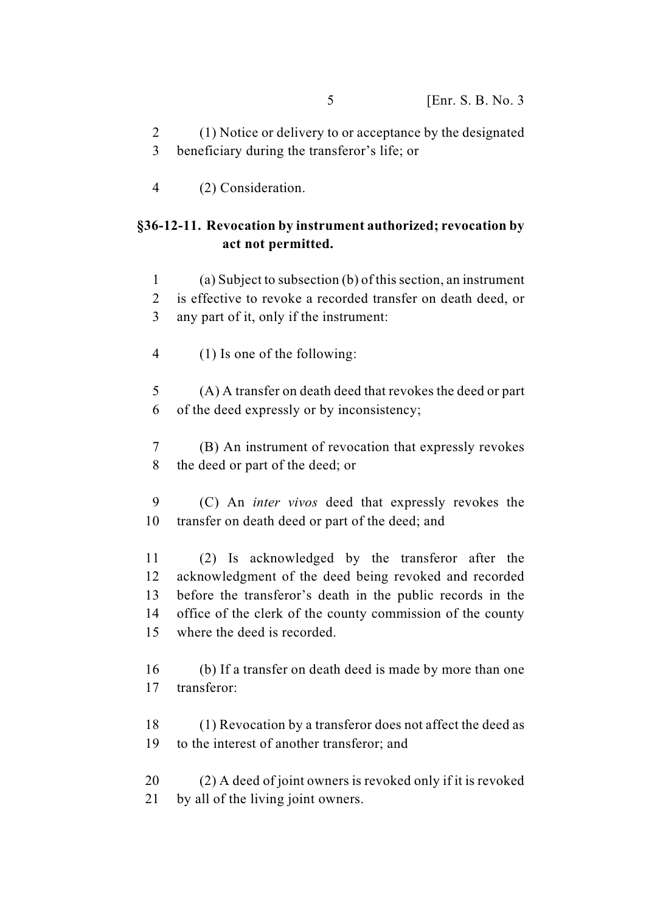(1) Notice or delivery to or acceptance by the designated beneficiary during the transferor's life; or

(2) Consideration.

**§36-12-11. Revocation by instrument authorized; revocation by act not permitted.**

(a) Subject to subsection (b) of this section, an instrument is effective to revoke a recorded transfer on death deed, or any part of it, only if the instrument:

(1) Is one of the following:

(A) A transfer on death deed that revokes the deed or part of the deed expressly or by inconsistency;

(B) An instrument of revocation that expressly revokes the deed or part of the deed; or

(C) An *inter vivos* deed that expressly revokes the transfer on death deed or part of the deed; and

(2) Is acknowledged by the transferor after the acknowledgment of the deed being revoked and recorded before the transferor's death in the public records in the office of the clerk of the county commission of the county where the deed is recorded.

(b) If a transfer on death deed is made by more than one transferor:

(1) Revocation by a transferor does not affect the deed as to the interest of another transferor; and

(2) A deed of joint owners is revoked only if it is revoked by all of the living joint owners.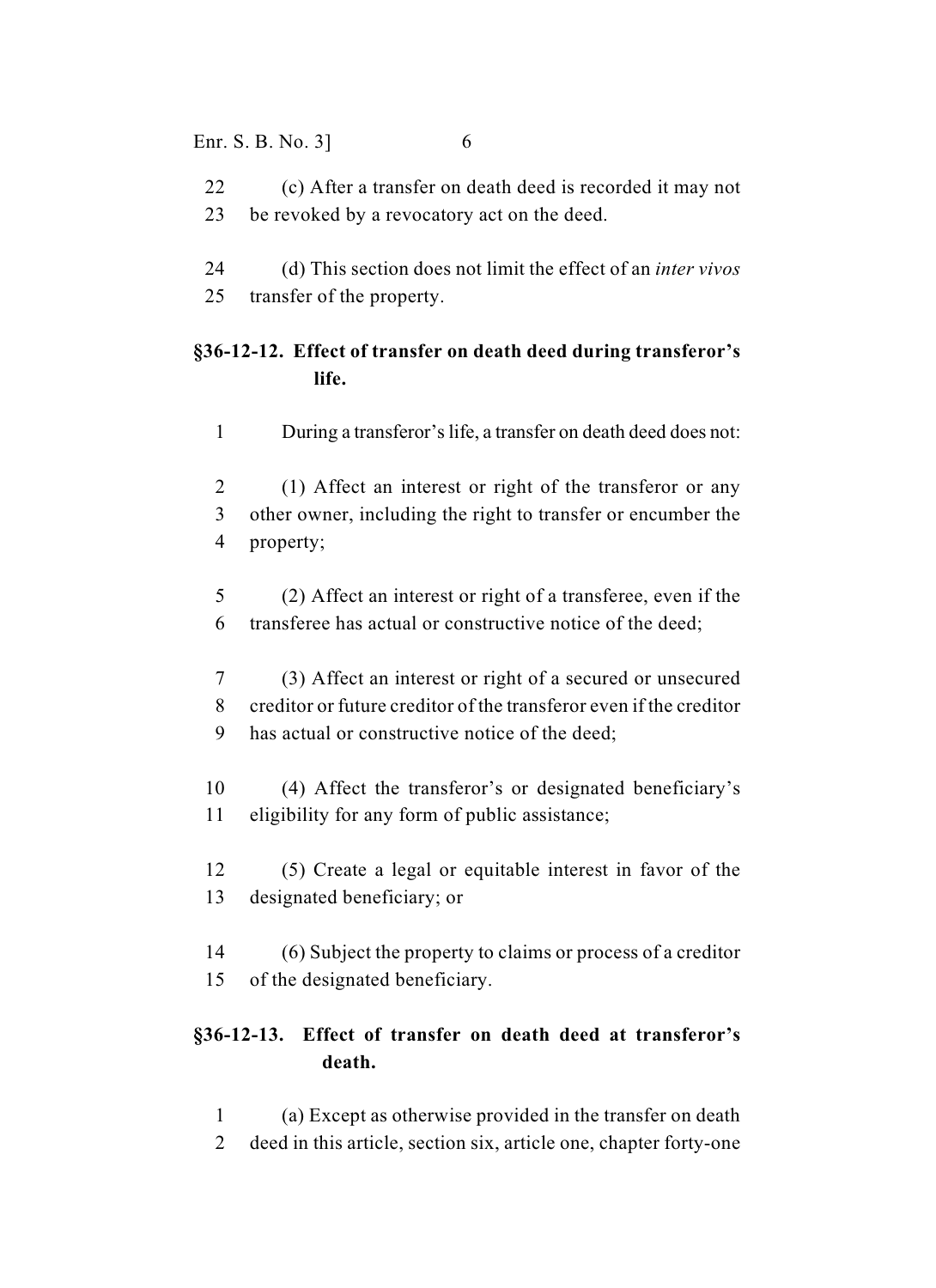(c) After a transfer on death deed is recorded it may not be revoked by a revocatory act on the deed.

(d) This section does not limit the effect of an *inter vivos* transfer of the property.

### §36-12-12. Effect of transfer on death deed during transferor's life.

During a transferor's life, a transfer on death deed does not:

(1) Affect an interest or right of the transferor or any other owner, including the right to transfer or encumber the property;

(2) Affect an interest or right of a transferee, even if the transferee has actual or constructive notice of the deed;

(3) Affect an interest or right of a secured or unsecured creditor or future creditor of the transferor even if the creditor has actual or constructive notice of the deed;

(4) Affect the transferor's or designated beneficiary's eligibility for any form of public assistance;

(5) Create a legal or equitable interest in favor of the designated beneficiary; or

(6) Subject the property to claims or process of a creditor of the designated beneficiary.

### §36-12-13. Effect of transfer on death deed at transferor's death.

(a) Except as otherwise provided in the transfer on death deed in this article, section six, article one, chapter forty-one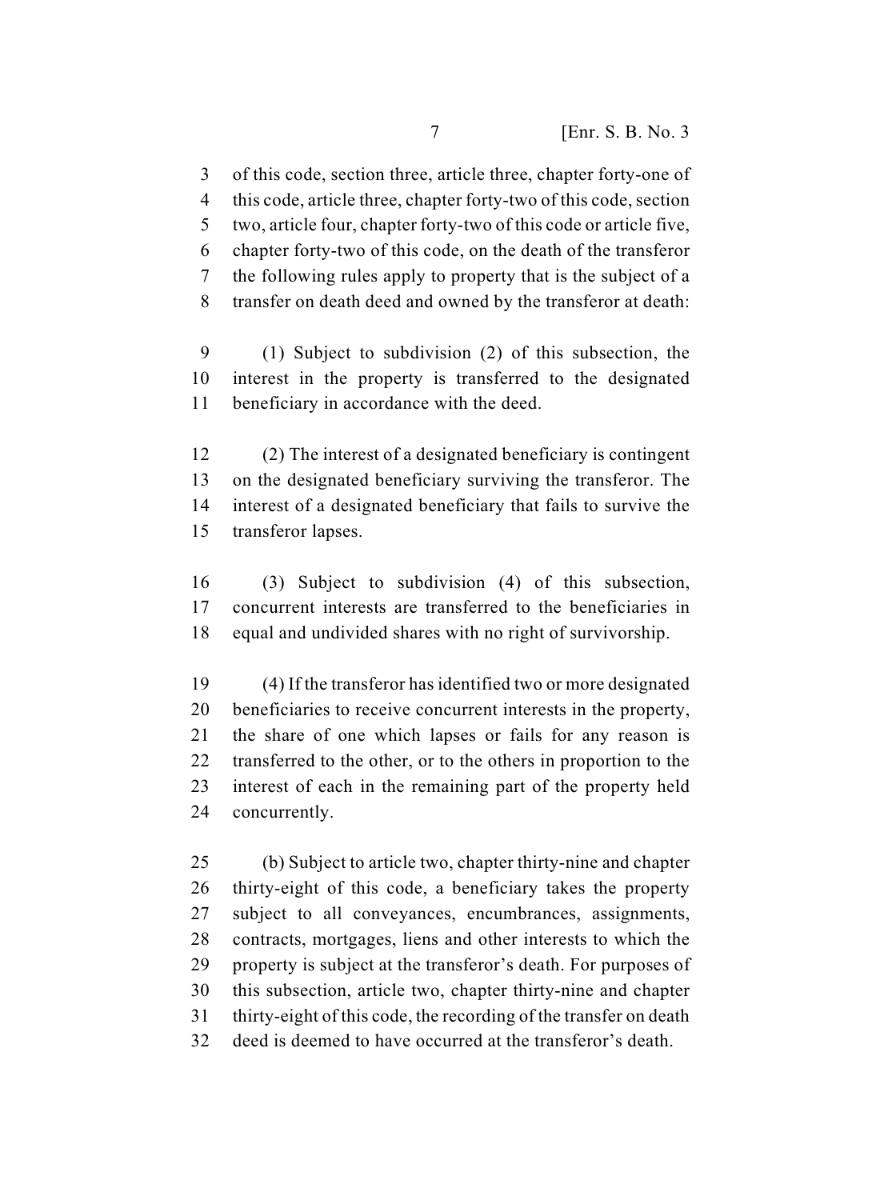of this code, section three, article three, chapter forty-one of this code, article three, chapter forty-two of this code, section two, article four, chapter forty-two of this code or article five, chapter forty-two of this code, on the death of the transferor the following rules apply to property that is the subject of a transfer on death deed and owned by the transferor at death:

(1) Subject to subdivision (2) of this subsection, the interest in the property is transferred to the designated beneficiary in accordance with the deed.

(2) The interest of a designated beneficiary is contingent on the designated beneficiary surviving the transferor. The interest of a designated beneficiary that fails to survive the transferor lapses.

(3) Subject to subdivision (4) of this subsection, concurrent interests are transferred to the beneficiaries in equal and undivided shares with no right of survivorship.

(4) If the transferor has identified two or more designated beneficiaries to receive concurrent interests in the property, the share of one which lapses or fails for any reason is transferred to the other, or to the others in proportion to the interest of each in the remaining part of the property held concurrently.

(b) Subject to article two, chapter thirty-nine and chapter thirty-eight of this code, a beneficiary takes the property subject to all conveyances, encumbrances, assignments, contracts, mortgages, liens and other interests to which the property is subject at the transferor's death. For purposes of this subsection, article two, chapter thirty-nine and chapter thirty-eight of this code, the recording of the transfer on death deed is deemed to have occurred at the transferor's death.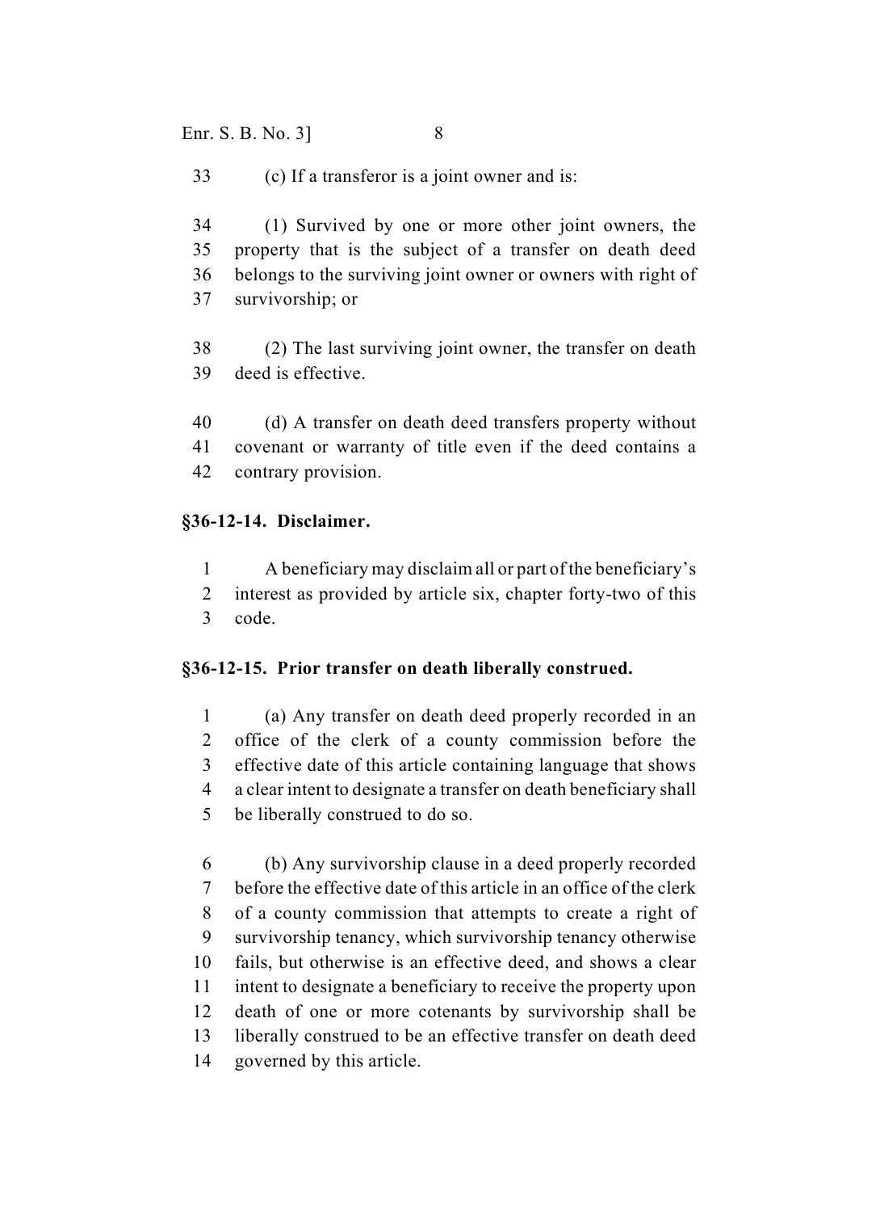(c) If a transferor is a joint owner and is:

(1) Survived by one or more other joint owners, the property that is the subject of a transfer on death deed belongs to the surviving joint owner or owners with right of survivorship; or

(2) The last surviving joint owner, the transfer on death deed is effective.

(d) A transfer on death deed transfers property without covenant or warranty of title even if the deed contains a contrary provision.

**§36-12-14. Disclaimer.**

A beneficiary may disclaim all or part of the beneficiary's interest as provided by article six, chapter forty-two of this code.

**§36-12-15. Prior transfer on death liberally construed.**

(a) Any transfer on death deed properly recorded in an office of the clerk of a county commission before the effective date of this article containing language that shows a clear intent to designate a transfer on death beneficiary shall be liberally construed to do so.

(b) Any survivorship clause in a deed properly recorded before the effective date of this article in an office of the clerk of a county commission that attempts to create a right of survivorship tenancy, which survivorship tenancy otherwise fails, but otherwise is an effective deed, and shows a clear intent to designate a beneficiary to receive the property upon death of one or more cotenants by survivorship shall be liberally construed to be an effective transfer on death deed governed by this article.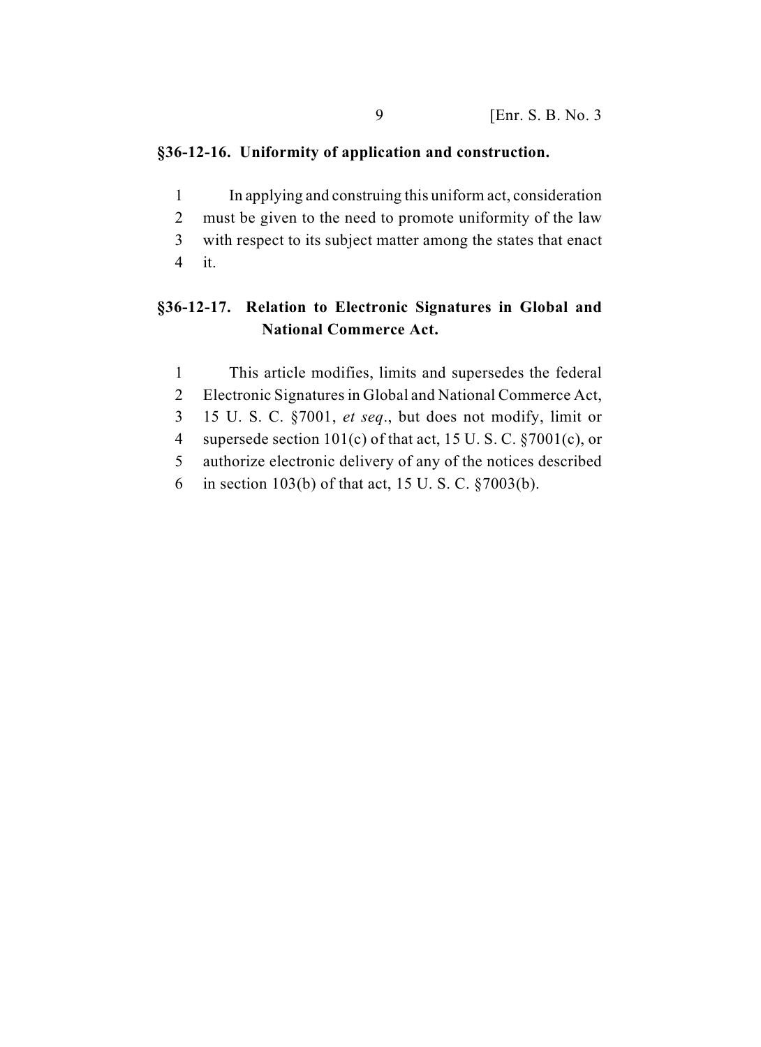**§36-12-16. Uniformity of application and construction.**

In applying and construing this uniform act, consideration must be given to the need to promote uniformity of the law with respect to its subject matter among the states that enact it.

**§36-12-17. Relation to Electronic Signatures in Global and National Commerce Act.**

This article modifies, limits and supersedes the federal Electronic Signatures in Global and National Commerce Act, 15 U. S. C. §7001, *et seq*., but does not modify, limit or supersede section 101(c) of that act, 15 U. S. C. §7001(c), or authorize electronic delivery of any of the notices described in section 103(b) of that act, 15 U. S. C. §7003(b).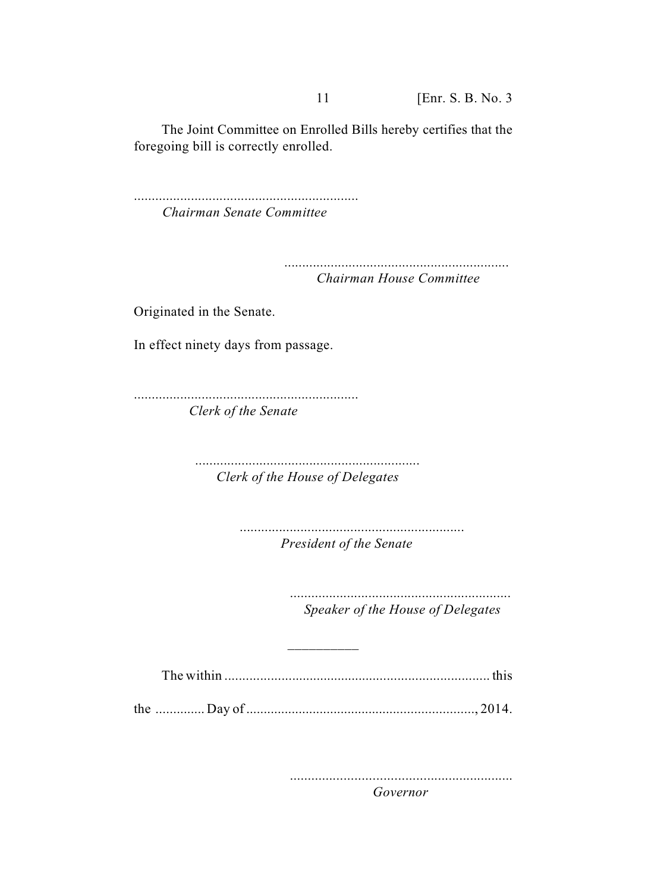The Joint Committee on Enrolled Bills hereby certifies that the foregoing bill is correctly enrolled.

...............................................................
*Chairman Senate Committee*

...............................................................
*Chairman House Committee*

Originated in the Senate.

In effect ninety days from passage.

...............................................................
*Clerk of the Senate*

...............................................................
*Clerk of the House of Delegates*

...............................................................
*President of the Senate*

...............................................................
*Speaker of the House of Delegates*

__________

The within ........................................................................... this

the .............. Day of ................................................................, 2014.

...............................................................
*Governor*